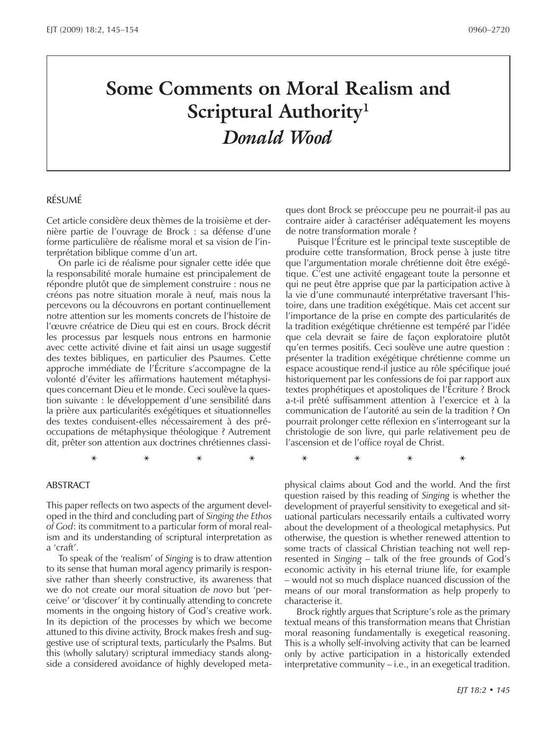# Some Comments on Moral Realism and Scriptural Authority[1]

## *Donald Wood*

### RÉSUMÉ

Cet article considère deux thèmes de la troisième et dernière partie de l'ouvrage de Brock : sa défense d'une forme particulière de réalisme moral et sa vision de l'interprétation biblique comme d'un art.

On parle ici de réalisme pour signaler cette idée que la responsabilité morale humaine est principalement de répondre plutôt que de simplement construire : nous ne créons pas notre situation morale à neuf, mais nous la percevons ou la découvrons en portant continuellement notre attention sur les moments concrets de l'histoire de l'œuvre créatrice de Dieu qui est en cours. Brock décrit les processus par lesquels nous entrons en harmonie avec cette activité divine et fait ainsi un usage suggestif des textes bibliques, en particulier des Psaumes. Cette approche immédiate de l'Écriture s'accompagne de la volonté d'éviter les affirmations hautement métaphysiques concernant Dieu et le monde. Ceci soulève la question suivante : le développement d'une sensibilité dans la prière aux particularités exégétiques et situationnelles des textes conduisent-elles nécessairement à des préoccupations de métaphysique théologique ? Autrement dit, prêter son attention aux doctrines chrétiennes classiques dont Brock se préoccupe peu ne pourrait-il pas au contraire aider à caractériser adéquatement les moyens de notre transformation morale ?

Puisque l'Écriture est le principal texte susceptible de produire cette transformation, Brock pense à juste titre que l'argumentation morale chrétienne doit être exégétique. C'est une activité engageant toute la personne et qui ne peut être apprise que par la participation active à la vie d'une communauté interprétative traversant l'histoire, dans une tradition exégétique. Mais cet accent sur l'importance de la prise en compte des particularités de la tradition exégétique chrétienne est tempéré par l'idée que cela devrait se faire de façon exploratoire plutôt qu'en termes positifs. Ceci soulève une autre question : présenter la tradition exégétique chrétienne comme un espace acoustique rend-il justice au rôle spécifique joué historiquement par les confessions de foi par rapport aux textes prophétiques et apostoliques de l'Écriture ? Brock a-t-il prêté suffisamment attention à l'exercice et à la communication de l'autorité au sein de la tradition ? On pourrait prolonger cette réflexion en s'interrogeant sur la christologie de son livre, qui parle relativement peu de l'ascension et de l'office royal de Christ.

\* \* \* \* \* \* \* \*

### ABSTRACT

This paper reflects on two aspects of the argument developed in the third and concluding part of *Singing the Ethos of God*: its commitment to a particular form of moral realism and its understanding of scriptural interpretation as a 'craft'.

To speak of the 'realism' of *Singing* is to draw attention to its sense that human moral agency primarily is responsive rather than sheerly constructive, its awareness that we do not create our moral situation *de novo* but 'perceive' or 'discover' it by continually attending to concrete moments in the ongoing history of God's creative work. In its depiction of the processes by which we become attuned to this divine activity, Brock makes fresh and suggestive use of scriptural texts, particularly the Psalms. But this (wholly salutary) scriptural immediacy stands alongside a considered avoidance of highly developed metaphysical claims about God and the world. And the first question raised by this reading of *Singing* is whether the development of prayerful sensitivity to exegetical and situational particulars necessarily entails a cultivated worry about the development of a theological metaphysics. Put otherwise, the question is whether renewed attention to some tracts of classical Christian teaching not well represented in *Singing* – talk of the free grounds of God's economic activity in his eternal triune life, for example – would not so much displace nuanced discussion of the means of our moral transformation as help properly to characterise it.

Brock rightly argues that Scripture's role as the primary textual means of this transformation means that Christian moral reasoning fundamentally is exegetical reasoning. This is a wholly self-involving activity that can be learned only by active participation in a historically extended interpretative community – i.e., in an exegetical tradition.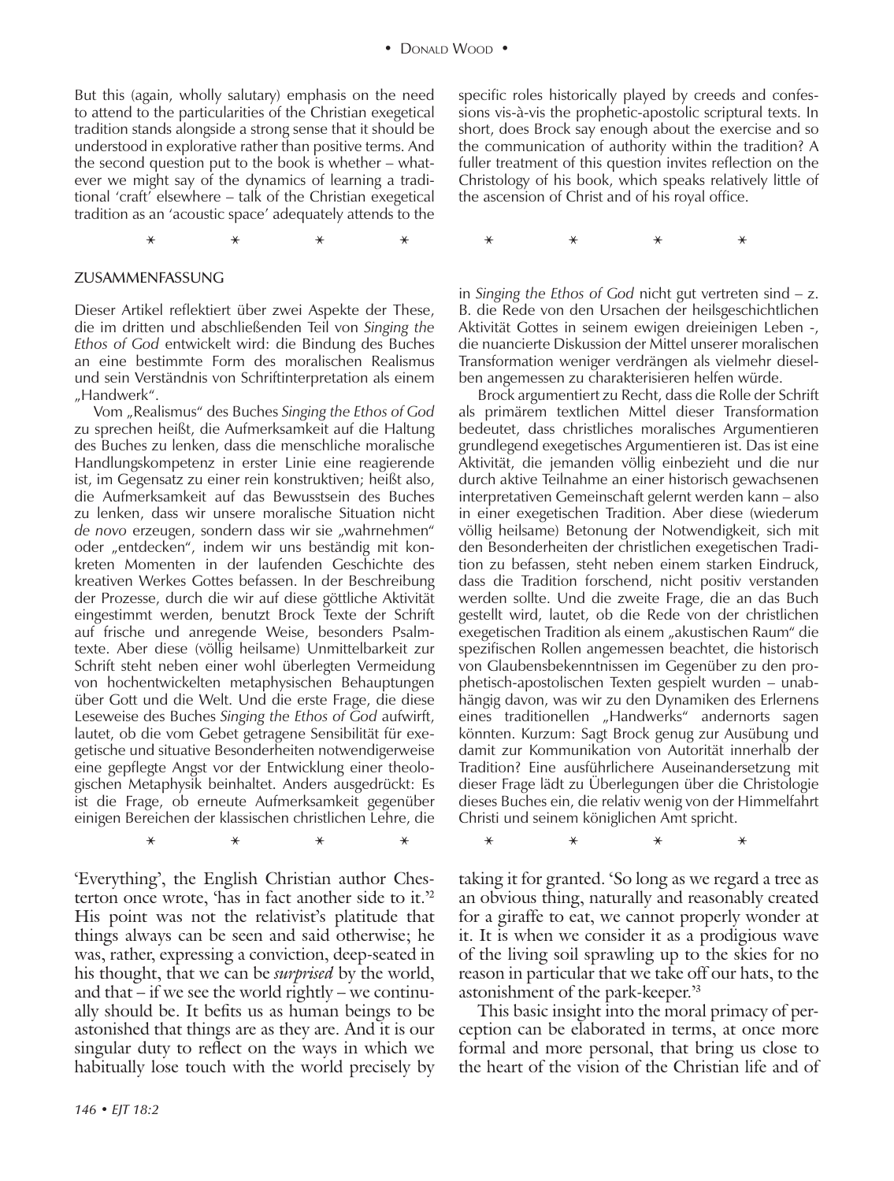But this (again, wholly salutary) emphasis on the need to attend to the particularities of the Christian exegetical tradition stands alongside a strong sense that it should be understood in explorative rather than positive terms. And the second question put to the book is whether – whatever we might say of the dynamics of learning a traditional 'craft' elsewhere – talk of the Christian exegetical tradition as an 'acoustic space' adequately attends to the specific roles historically played by creeds and confessions vis-à-vis the prophetic-apostolic scriptural texts. In short, does Brock say enough about the exercise and so the communication of authority within the tradition? A fuller treatment of this question invites reflection on the Christology of his book, which speaks relatively little of the ascension of Christ and of his royal office.

* * * * * * * *

## ZUSAMMENFASSUNG

Dieser Artikel reflektiert über zwei Aspekte der These, die im dritten und abschließenden Teil von *Singing the Ethos of God* entwickelt wird: die Bindung des Buches an eine bestimmte Form des moralischen Realismus und sein Verständnis von Schriftinterpretation als einem „Handwerk".

Vom „Realismus" des Buches *Singing the Ethos of God* zu sprechen heißt, die Aufmerksamkeit auf die Haltung des Buches zu lenken, dass die menschliche moralische Handlungskompetenz in erster Linie eine reagierende ist, im Gegensatz zu einer rein konstruktiven; heißt also, die Aufmerksamkeit auf das Bewusstsein des Buches zu lenken, dass wir unsere moralische Situation nicht *de novo* erzeugen, sondern dass wir sie „wahrnehmen" oder „entdecken", indem wir uns beständig mit konkreten Momenten in der laufenden Geschichte des kreativen Werkes Gottes befassen. In der Beschreibung der Prozesse, durch die wir auf diese göttliche Aktivität eingestimmt werden, benutzt Brock Texte der Schrift auf frische und anregende Weise, besonders Psalmtexte. Aber diese (völlig heilsame) Unmittelbarkeit zur Schrift steht neben einer wohl überlegten Vermeidung von hochentwickelten metaphysischen Behauptungen über Gott und die Welt. Und die erste Frage, die diese Leseweise des Buches *Singing the Ethos of God* aufwirft, lautet, ob die vom Gebet getragene Sensibilität für exegetische und situative Besonderheiten notwendigerweise eine gepflegte Angst vor der Entwicklung einer theologischen Metaphysik beinhaltet. Anders ausgedrückt: Es ist die Frage, ob erneute Aufmerksamkeit gegenüber einigen Bereichen der klassischen christlichen Lehre, die in *Singing the Ethos of God* nicht gut vertreten sind – z. B. die Rede von den Ursachen der heilsgeschichtlichen Aktivität Gottes in seinem ewigen dreieinigen Leben -, die nuancierte Diskussion der Mittel unserer moralischen Transformation weniger verdrängen als vielmehr dieselben angemessen zu charakterisieren helfen würde.

Brock argumentiert zu Recht, dass die Rolle der Schrift als primärem textlichen Mittel dieser Transformation bedeutet, dass christliches moralisches Argumentieren grundlegend exegetisches Argumentieren ist. Das ist eine Aktivität, die jemanden völlig einbezieht und die nur durch aktive Teilnahme an einer historisch gewachsenen interpretativen Gemeinschaft gelernt werden kann – also in einer exegetischen Tradition. Aber diese (wiederum völlig heilsame) Betonung der Notwendigkeit, sich mit den Besonderheiten der christlichen exegetischen Tradition zu befassen, steht neben einem starken Eindruck, dass die Tradition forschend, nicht positiv verstanden werden sollte. Und die zweite Frage, die an das Buch gestellt wird, lautet, ob die Rede von der christlichen exegetischen Tradition als einem „akustischen Raum" die spezifischen Rollen angemessen beachtet, die historisch von Glaubensbekenntnissen im Gegenüber zu den prophetisch-apostolischen Texten gespielt wurden – unabhängig davon, was wir zu den Dynamiken des Erlernens eines traditionellen „Handwerks" andernorts sagen könnten. Kurzum: Sagt Brock genug zur Ausübung und damit zur Kommunikation von Autorität innerhalb der Tradition? Eine ausführlichere Auseinandersetzung mit dieser Frage lädt zu Überlegungen über die Christologie dieses Buches ein, die relativ wenig von der Himmelfahrt Christi und seinem königlichen Amt spricht.

* * * * * * * *

'Everything', the English Christian author Chesterton once wrote, 'has in fact another side to it.'[2] His point was not the relativist's platitude that things always can be seen and said otherwise; he was, rather, expressing a conviction, deep-seated in his thought, that we can be *surprised* by the world, and that – if we see the world rightly – we continually should be. It befits us as human beings to be astonished that things are as they are. And it is our singular duty to reflect on the ways in which we habitually lose touch with the world precisely by taking it for granted. 'So long as we regard a tree as an obvious thing, naturally and reasonably created for a giraffe to eat, we cannot properly wonder at it. It is when we consider it as a prodigious wave of the living soil sprawling up to the skies for no reason in particular that we take off our hats, to the astonishment of the park-keeper.'[3]

This basic insight into the moral primacy of perception can be elaborated in terms, at once more formal and more personal, that bring us close to the heart of the vision of the Christian life and of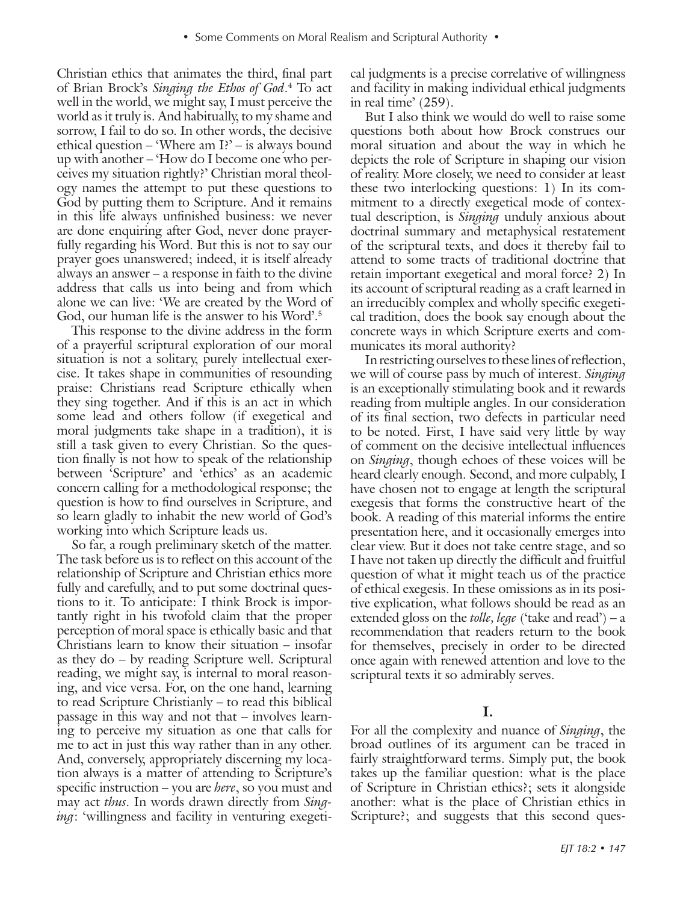Christian ethics that animates the third, final part of Brian Brock's *Singing the Ethos of God*.[4] To act well in the world, we might say, I must perceive the world as it truly is. And habitually, to my shame and sorrow, I fail to do so. In other words, the decisive ethical question – 'Where am I?' – is always bound up with another – 'How do I become one who perceives my situation rightly?' Christian moral theology names the attempt to put these questions to God by putting them to Scripture. And it remains in this life always unfinished business: we never are done enquiring after God, never done prayerfully regarding his Word. But this is not to say our prayer goes unanswered; indeed, it is itself already always an answer – a response in faith to the divine address that calls us into being and from which alone we can live: 'We are created by the Word of God, our human life is the answer to his Word'.[5]

This response to the divine address in the form of a prayerful scriptural exploration of our moral situation is not a solitary, purely intellectual exercise. It takes shape in communities of resounding praise: Christians read Scripture ethically when they sing together. And if this is an act in which some lead and others follow (if exegetical and moral judgments take shape in a tradition), it is still a task given to every Christian. So the question finally is not how to speak of the relationship between 'Scripture' and 'ethics' as an academic concern calling for a methodological response; the question is how to find ourselves in Scripture, and so learn gladly to inhabit the new world of God's working into which Scripture leads us.

So far, a rough preliminary sketch of the matter. The task before us is to reflect on this account of the relationship of Scripture and Christian ethics more fully and carefully, and to put some doctrinal questions to it. To anticipate: I think Brock is importantly right in his twofold claim that the proper perception of moral space is ethically basic and that Christians learn to know their situation – insofar as they do – by reading Scripture well. Scriptural reading, we might say, is internal to moral reasoning, and vice versa. For, on the one hand, learning to read Scripture Christianly – to read this biblical passage in this way and not that – involves learning to perceive my situation as one that calls for me to act in just this way rather than in any other. And, conversely, appropriately discerning my location always is a matter of attending to Scripture's specific instruction – you are *here*, so you must and may act *thus*. In words drawn directly from *Singing*: 'willingness and facility in venturing exegetical judgments is a precise correlative of willingness and facility in making individual ethical judgments in real time' (259).

But I also think we would do well to raise some questions both about how Brock construes our moral situation and about the way in which he depicts the role of Scripture in shaping our vision of reality. More closely, we need to consider at least these two interlocking questions: 1) In its commitment to a directly exegetical mode of contextual description, is *Singing* unduly anxious about doctrinal summary and metaphysical restatement of the scriptural texts, and does it thereby fail to attend to some tracts of traditional doctrine that retain important exegetical and moral force? 2) In its account of scriptural reading as a craft learned in an irreducibly complex and wholly specific exegetical tradition, does the book say enough about the concrete ways in which Scripture exerts and communicates its moral authority?

In restricting ourselves to these lines of reflection, we will of course pass by much of interest. *Singing* is an exceptionally stimulating book and it rewards reading from multiple angles. In our consideration of its final section, two defects in particular need to be noted. First, I have said very little by way of comment on the decisive intellectual influences on *Singing*, though echoes of these voices will be heard clearly enough. Second, and more culpably, I have chosen not to engage at length the scriptural exegesis that forms the constructive heart of the book. A reading of this material informs the entire presentation here, and it occasionally emerges into clear view. But it does not take centre stage, and so I have not taken up directly the difficult and fruitful question of what it might teach us of the practice of ethical exegesis. In these omissions as in its positive explication, what follows should be read as an extended gloss on the *tolle, lege* ('take and read') – a recommendation that readers return to the book for themselves, precisely in order to be directed once again with renewed attention and love to the scriptural texts it so admirably serves.

## I.

For all the complexity and nuance of *Singing*, the broad outlines of its argument can be traced in fairly straightforward terms. Simply put, the book takes up the familiar question: what is the place of Scripture in Christian ethics?; sets it alongside another: what is the place of Christian ethics in Scripture?; and suggests that this second ques-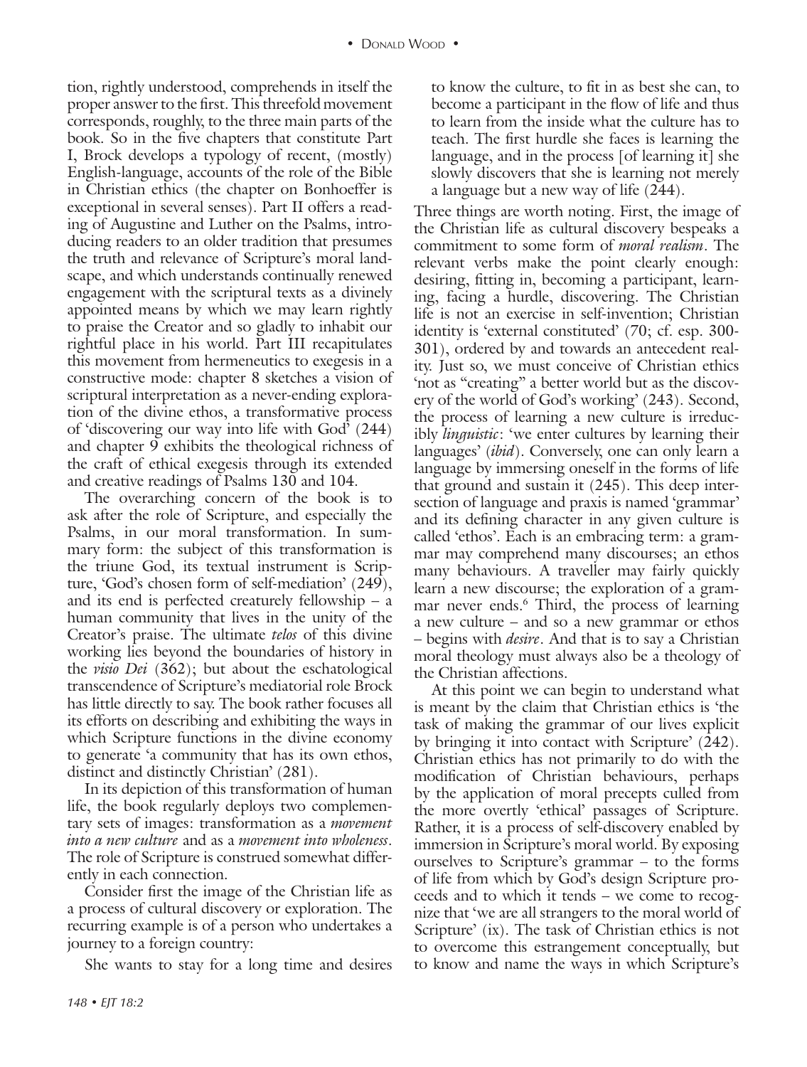tion, rightly understood, comprehends in itself the proper answer to the first. This threefold movement corresponds, roughly, to the three main parts of the book. So in the five chapters that constitute Part I, Brock develops a typology of recent, (mostly) English-language, accounts of the role of the Bible in Christian ethics (the chapter on Bonhoeffer is exceptional in several senses). Part II offers a reading of Augustine and Luther on the Psalms, introducing readers to an older tradition that presumes the truth and relevance of Scripture's moral landscape, and which understands continually renewed engagement with the scriptural texts as a divinely appointed means by which we may learn rightly to praise the Creator and so gladly to inhabit our rightful place in his world. Part III recapitulates this movement from hermeneutics to exegesis in a constructive mode: chapter 8 sketches a vision of scriptural interpretation as a never-ending exploration of the divine ethos, a transformative process of 'discovering our way into life with God' (244) and chapter 9 exhibits the theological richness of the craft of ethical exegesis through its extended and creative readings of Psalms 130 and 104.

The overarching concern of the book is to ask after the role of Scripture, and especially the Psalms, in our moral transformation. In summary form: the subject of this transformation is the triune God, its textual instrument is Scripture, 'God's chosen form of self-mediation' (249), and its end is perfected creaturely fellowship – a human community that lives in the unity of the Creator's praise. The ultimate *telos* of this divine working lies beyond the boundaries of history in the *visio Dei* (362); but about the eschatological transcendence of Scripture's mediatorial role Brock has little directly to say. The book rather focuses all its efforts on describing and exhibiting the ways in which Scripture functions in the divine economy to generate 'a community that has its own ethos, distinct and distinctly Christian' (281).

In its depiction of this transformation of human life, the book regularly deploys two complementary sets of images: transformation as a *movement into a new culture* and as a *movement into wholeness*. The role of Scripture is construed somewhat differently in each connection.

Consider first the image of the Christian life as a process of cultural discovery or exploration. The recurring example is of a person who undertakes a journey to a foreign country:

> She wants to stay for a long time and desires to know the culture, to fit in as best she can, to become a participant in the flow of life and thus to learn from the inside what the culture has to teach. The first hurdle she faces is learning the language, and in the process [of learning it] she slowly discovers that she is learning not merely a language but a new way of life (244).

Three things are worth noting. First, the image of the Christian life as cultural discovery bespeaks a commitment to some form of *moral realism*. The relevant verbs make the point clearly enough: desiring, fitting in, becoming a participant, learning, facing a hurdle, discovering. The Christian life is not an exercise in self-invention; Christian identity is 'external constituted' (70; cf. esp. 300-301), ordered by and towards an antecedent reality. Just so, we must conceive of Christian ethics 'not as "creating" a better world but as the discovery of the world of God's working' (243). Second, the process of learning a new culture is irreducibly *linguistic*: 'we enter cultures by learning their languages' (*ibid*). Conversely, one can only learn a language by immersing oneself in the forms of life that ground and sustain it (245). This deep intersection of language and praxis is named 'grammar' and its defining character in any given culture is called 'ethos'. Each is an embracing term: a grammar may comprehend many discourses; an ethos many behaviours. A traveller may fairly quickly learn a new discourse; the exploration of a grammar never ends.[6] Third, the process of learning a new culture – and so a new grammar or ethos – begins with *desire*. And that is to say a Christian moral theology must always also be a theology of the Christian affections.

At this point we can begin to understand what is meant by the claim that Christian ethics is 'the task of making the grammar of our lives explicit by bringing it into contact with Scripture' (242). Christian ethics has not primarily to do with the modification of Christian behaviours, perhaps by the application of moral precepts culled from the more overtly 'ethical' passages of Scripture. Rather, it is a process of self-discovery enabled by immersion in Scripture's moral world. By exposing ourselves to Scripture's grammar – to the forms of life from which by God's design Scripture proceeds and to which it tends – we come to recognize that 'we are all strangers to the moral world of Scripture' (ix). The task of Christian ethics is not to overcome this estrangement conceptually, but to know and name the ways in which Scripture's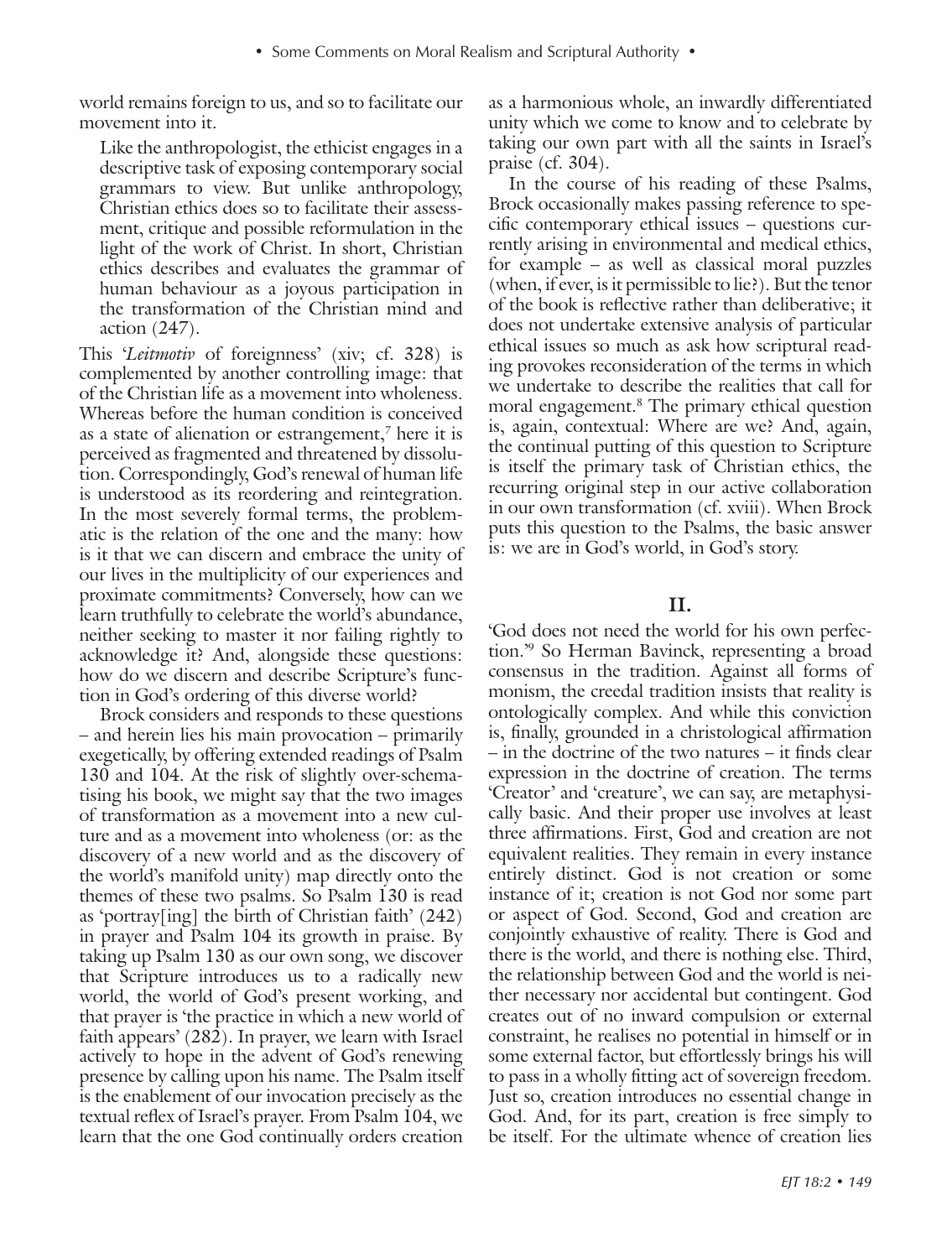world remains foreign to us, and so to facilitate our movement into it.

> Like the anthropologist, the ethicist engages in a descriptive task of exposing contemporary social grammars to view. But unlike anthropology, Christian ethics does so to facilitate their assessment, critique and possible reformulation in the light of the work of Christ. In short, Christian ethics describes and evaluates the grammar of human behaviour as a joyous participation in the transformation of the Christian mind and action (247).

This '*Leitmotiv* of foreignness' (xiv; cf. 328) is complemented by another controlling image: that of the Christian life as a movement into wholeness. Whereas before the human condition is conceived as a state of alienation or estrangement,[7] here it is perceived as fragmented and threatened by dissolution. Correspondingly, God's renewal of human life is understood as its reordering and reintegration. In the most severely formal terms, the problematic is the relation of the one and the many: how is it that we can discern and embrace the unity of our lives in the multiplicity of our experiences and proximate commitments? Conversely, how can we learn truthfully to celebrate the world's abundance, neither seeking to master it nor failing rightly to acknowledge it? And, alongside these questions: how do we discern and describe Scripture's function in God's ordering of this diverse world?

Brock considers and responds to these questions – and herein lies his main provocation – primarily exegetically, by offering extended readings of Psalm 130 and 104. At the risk of slightly over-schematising his book, we might say that the two images of transformation as a movement into a new culture and as a movement into wholeness (or: as the discovery of a new world and as the discovery of the world's manifold unity) map directly onto the themes of these two psalms. So Psalm 130 is read as 'portray[ing] the birth of Christian faith' (242) in prayer and Psalm 104 its growth in praise. By taking up Psalm 130 as our own song, we discover that Scripture introduces us to a radically new world, the world of God's present working, and that prayer is 'the practice in which a new world of faith appears' (282). In prayer, we learn with Israel actively to hope in the advent of God's renewing presence by calling upon his name. The Psalm itself is the enablement of our invocation precisely as the textual reflex of Israel's prayer. From Psalm 104, we learn that the one God continually orders creation as a harmonious whole, an inwardly differentiated unity which we come to know and to celebrate by taking our own part with all the saints in Israel's praise (cf. 304).

In the course of his reading of these Psalms, Brock occasionally makes passing reference to specific contemporary ethical issues – questions currently arising in environmental and medical ethics, for example – as well as classical moral puzzles (when, if ever, is it permissible to lie?). But the tenor of the book is reflective rather than deliberative; it does not undertake extensive analysis of particular ethical issues so much as ask how scriptural reading provokes reconsideration of the terms in which we undertake to describe the realities that call for moral engagement.[8] The primary ethical question is, again, contextual: Where are we? And, again, the continual putting of this question to Scripture is itself the primary task of Christian ethics, the recurring original step in our active collaboration in our own transformation (cf. xviii). When Brock puts this question to the Psalms, the basic answer is: we are in God's world, in God's story.

## II.

'God does not need the world for his own perfection.'[9] So Herman Bavinck, representing a broad consensus in the tradition. Against all forms of monism, the creedal tradition insists that reality is ontologically complex. And while this conviction is, finally, grounded in a christological affirmation – in the doctrine of the two natures – it finds clear expression in the doctrine of creation. The terms 'Creator' and 'creature', we can say, are metaphysically basic. And their proper use involves at least three affirmations. First, God and creation are not equivalent realities. They remain in every instance entirely distinct. God is not creation or some instance of it; creation is not God nor some part or aspect of God. Second, God and creation are conjointly exhaustive of reality. There is God and there is the world, and there is nothing else. Third, the relationship between God and the world is neither necessary nor accidental but contingent. God creates out of no inward compulsion or external constraint, he realises no potential in himself or in some external factor, but effortlessly brings his will to pass in a wholly fitting act of sovereign freedom. Just so, creation introduces no essential change in God. And, for its part, creation is free simply to be itself. For the ultimate whence of creation lies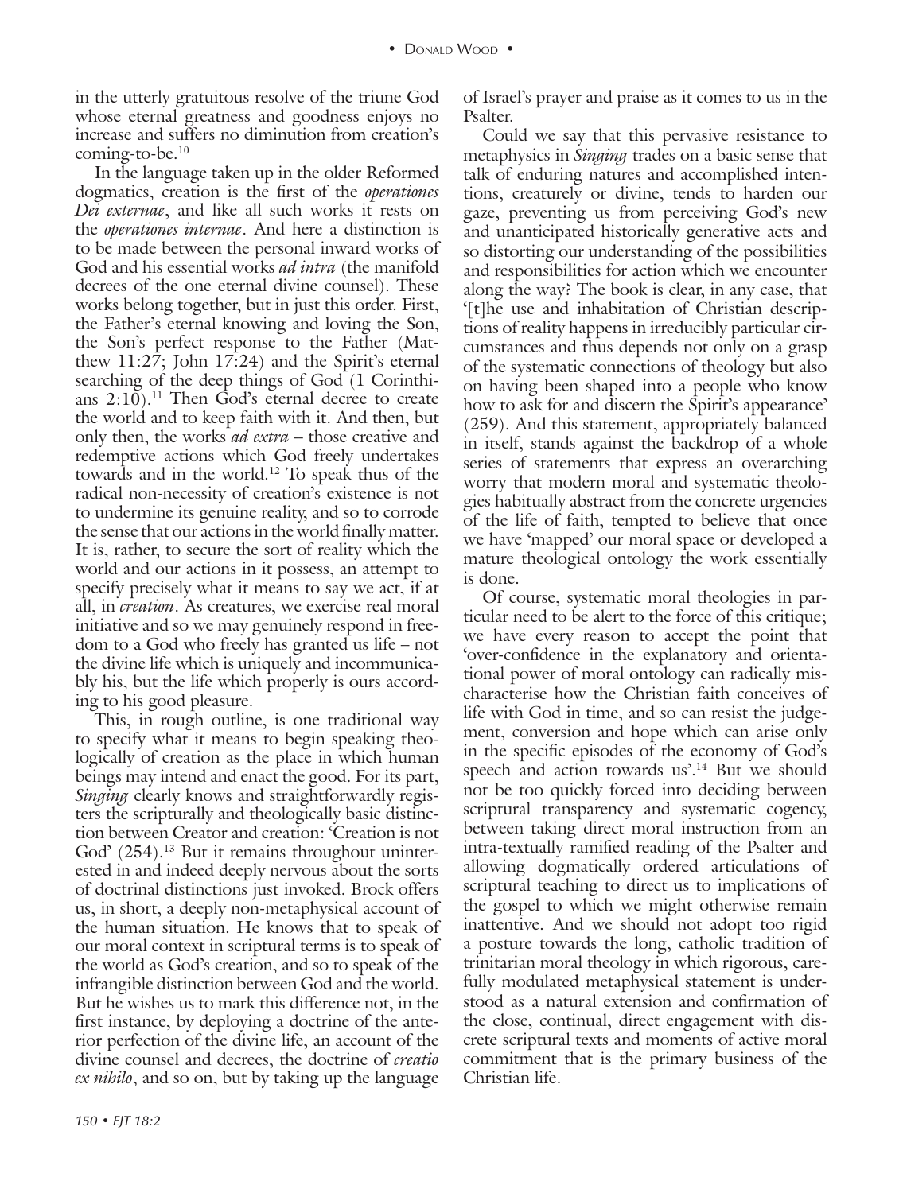in the utterly gratuitous resolve of the triune God whose eternal greatness and goodness enjoys no increase and suffers no diminution from creation's coming-to-be.[10]

In the language taken up in the older Reformed dogmatics, creation is the first of the *operationes Dei externae*, and like all such works it rests on the *operationes internae*. And here a distinction is to be made between the personal inward works of God and his essential works *ad intra* (the manifold decrees of the one eternal divine counsel). These works belong together, but in just this order. First, the Father's eternal knowing and loving the Son, the Son's perfect response to the Father (Matthew 11:27; John 17:24) and the Spirit's eternal searching of the deep things of God (1 Corinthians 2:10).[11] Then God's eternal decree to create the world and to keep faith with it. And then, but only then, the works *ad extra* – those creative and redemptive actions which God freely undertakes towards and in the world.[12] To speak thus of the radical non-necessity of creation's existence is not to undermine its genuine reality, and so to corrode the sense that our actions in the world finally matter. It is, rather, to secure the sort of reality which the world and our actions in it possess, an attempt to specify precisely what it means to say we act, if at all, in *creation*. As creatures, we exercise real moral initiative and so we may genuinely respond in freedom to a God who freely has granted us life – not the divine life which is uniquely and incommunicably his, but the life which properly is ours according to his good pleasure.

This, in rough outline, is one traditional way to specify what it means to begin speaking theologically of creation as the place in which human beings may intend and enact the good. For its part, *Singing* clearly knows and straightforwardly registers the scripturally and theologically basic distinction between Creator and creation: 'Creation is not God' (254).[13] But it remains throughout uninterested in and indeed deeply nervous about the sorts of doctrinal distinctions just invoked. Brock offers us, in short, a deeply non-metaphysical account of the human situation. He knows that to speak of our moral context in scriptural terms is to speak of the world as God's creation, and so to speak of the infrangible distinction between God and the world. But he wishes us to mark this difference not, in the first instance, by deploying a doctrine of the anterior perfection of the divine life, an account of the divine counsel and decrees, the doctrine of *creatio ex nihilo*, and so on, but by taking up the language of Israel's prayer and praise as it comes to us in the Psalter.

Could we say that this pervasive resistance to metaphysics in *Singing* trades on a basic sense that talk of enduring natures and accomplished intentions, creaturely or divine, tends to harden our gaze, preventing us from perceiving God's new and unanticipated historically generative acts and so distorting our understanding of the possibilities and responsibilities for action which we encounter along the way? The book is clear, in any case, that '[t]he use and inhabitation of Christian descriptions of reality happens in irreducibly particular circumstances and thus depends not only on a grasp of the systematic connections of theology but also on having been shaped into a people who know how to ask for and discern the Spirit's appearance' (259). And this statement, appropriately balanced in itself, stands against the backdrop of a whole series of statements that express an overarching worry that modern moral and systematic theologies habitually abstract from the concrete urgencies of the life of faith, tempted to believe that once we have 'mapped' our moral space or developed a mature theological ontology the work essentially is done.

Of course, systematic moral theologies in particular need to be alert to the force of this critique; we have every reason to accept the point that 'over-confidence in the explanatory and orientational power of moral ontology can radically mischaracterise how the Christian faith conceives of life with God in time, and so can resist the judgement, conversion and hope which can arise only in the specific episodes of the economy of God's speech and action towards us'.[14] But we should not be too quickly forced into deciding between scriptural transparency and systematic cogency, between taking direct moral instruction from an intra-textually ramified reading of the Psalter and allowing dogmatically ordered articulations of scriptural teaching to direct us to implications of the gospel to which we might otherwise remain inattentive. And we should not adopt too rigid a posture towards the long, catholic tradition of trinitarian moral theology in which rigorous, carefully modulated metaphysical statement is understood as a natural extension and confirmation of the close, continual, direct engagement with discrete scriptural texts and moments of active moral commitment that is the primary business of the Christian life.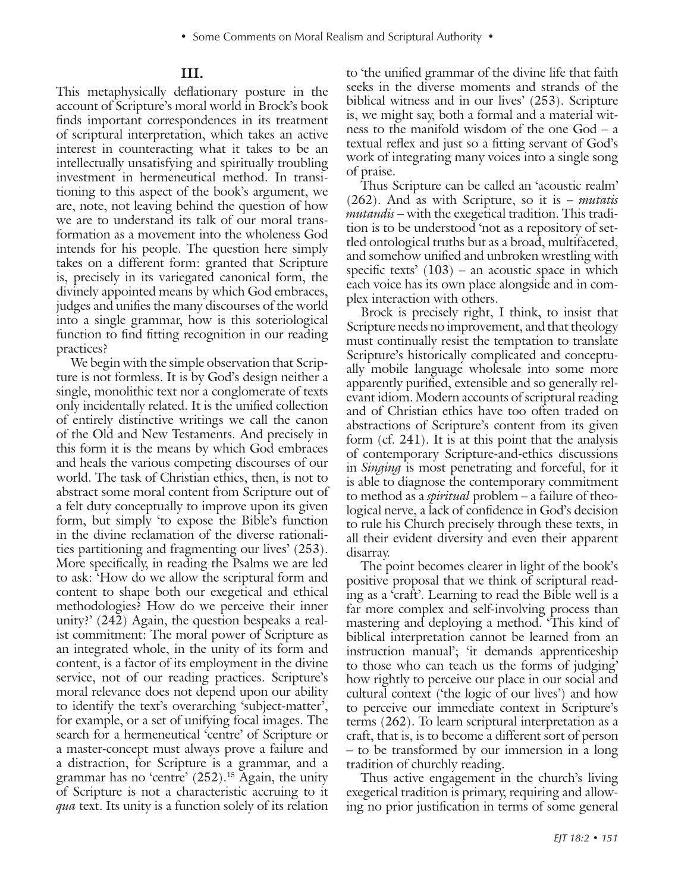## III.

This metaphysically deflationary posture in the account of Scripture's moral world in Brock's book finds important correspondences in its treatment of scriptural interpretation, which takes an active interest in counteracting what it takes to be an intellectually unsatisfying and spiritually troubling investment in hermeneutical method. In transitioning to this aspect of the book's argument, we are, note, not leaving behind the question of how we are to understand its talk of our moral transformation as a movement into the wholeness God intends for his people. The question here simply takes on a different form: granted that Scripture is, precisely in its variegated canonical form, the divinely appointed means by which God embraces, judges and unifies the many discourses of the world into a single grammar, how is this soteriological function to find fitting recognition in our reading practices?

We begin with the simple observation that Scripture is not formless. It is by God's design neither a single, monolithic text nor a conglomerate of texts only incidentally related. It is the unified collection of entirely distinctive writings we call the canon of the Old and New Testaments. And precisely in this form it is the means by which God embraces and heals the various competing discourses of our world. The task of Christian ethics, then, is not to abstract some moral content from Scripture out of a felt duty conceptually to improve upon its given form, but simply 'to expose the Bible's function in the divine reclamation of the diverse rationalities partitioning and fragmenting our lives' (253). More specifically, in reading the Psalms we are led to ask: 'How do we allow the scriptural form and content to shape both our exegetical and ethical methodologies? How do we perceive their inner unity?' (242) Again, the question bespeaks a realist commitment: The moral power of Scripture as an integrated whole, in the unity of its form and content, is a factor of its employment in the divine service, not of our reading practices. Scripture's moral relevance does not depend upon our ability to identify the text's overarching 'subject-matter', for example, or a set of unifying focal images. The search for a hermeneutical 'centre' of Scripture or a master-concept must always prove a failure and a distraction, for Scripture is a grammar, and a grammar has no 'centre' (252).[15] Again, the unity of Scripture is not a characteristic accruing to it *qua* text. Its unity is a function solely of its relation to 'the unified grammar of the divine life that faith seeks in the diverse moments and strands of the biblical witness and in our lives' (253). Scripture is, we might say, both a formal and a material witness to the manifold wisdom of the one God – a textual reflex and just so a fitting servant of God's work of integrating many voices into a single song of praise.

Thus Scripture can be called an 'acoustic realm' (262). And as with Scripture, so it is – *mutatis mutandis* – with the exegetical tradition. This tradition is to be understood 'not as a repository of settled ontological truths but as a broad, multifaceted, and somehow unified and unbroken wrestling with specific texts' (103) – an acoustic space in which each voice has its own place alongside and in complex interaction with others.

Brock is precisely right, I think, to insist that Scripture needs no improvement, and that theology must continually resist the temptation to translate Scripture's historically complicated and conceptually mobile language wholesale into some more apparently purified, extensible and so generally relevant idiom. Modern accounts of scriptural reading and of Christian ethics have too often traded on abstractions of Scripture's content from its given form (cf. 241). It is at this point that the analysis of contemporary Scripture-and-ethics discussions in *Singing* is most penetrating and forceful, for it is able to diagnose the contemporary commitment to method as a *spiritual* problem – a failure of theological nerve, a lack of confidence in God's decision to rule his Church precisely through these texts, in all their evident diversity and even their apparent disarray.

The point becomes clearer in light of the book's positive proposal that we think of scriptural reading as a 'craft'. Learning to read the Bible well is a far more complex and self-involving process than mastering and deploying a method. 'This kind of biblical interpretation cannot be learned from an instruction manual'; 'it demands apprenticeship to those who can teach us the forms of judging' how rightly to perceive our place in our social and cultural context ('the logic of our lives') and how to perceive our immediate context in Scripture's terms (262). To learn scriptural interpretation as a craft, that is, is to become a different sort of person – to be transformed by our immersion in a long tradition of churchly reading.

Thus active engagement in the church's living exegetical tradition is primary, requiring and allowing no prior justification in terms of some general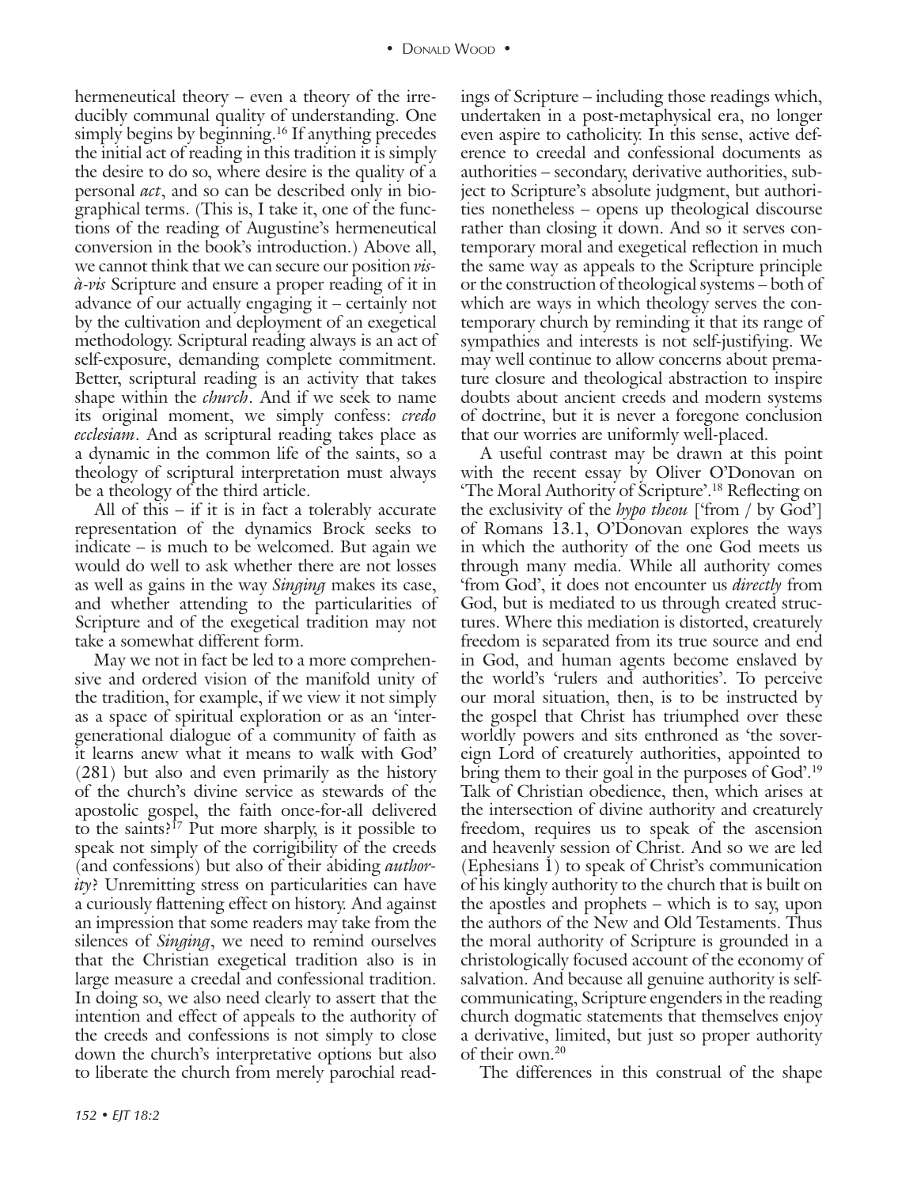hermeneutical theory – even a theory of the irreducibly communal quality of understanding. One simply begins by beginning.[16] If anything precedes the initial act of reading in this tradition it is simply the desire to do so, where desire is the quality of a personal *act*, and so can be described only in biographical terms. (This is, I take it, one of the functions of the reading of Augustine's hermeneutical conversion in the book's introduction.) Above all, we cannot think that we can secure our position *vis-à-vis* Scripture and ensure a proper reading of it in advance of our actually engaging it – certainly not by the cultivation and deployment of an exegetical methodology. Scriptural reading always is an act of self-exposure, demanding complete commitment. Better, scriptural reading is an activity that takes shape within the *church*. And if we seek to name its original moment, we simply confess: *credo ecclesiam*. And as scriptural reading takes place as a dynamic in the common life of the saints, so a theology of scriptural interpretation must always be a theology of the third article.

All of this – if it is in fact a tolerably accurate representation of the dynamics Brock seeks to indicate – is much to be welcomed. But again we would do well to ask whether there are not losses as well as gains in the way *Singing* makes its case, and whether attending to the particularities of Scripture and of the exegetical tradition may not take a somewhat different form.

May we not in fact be led to a more comprehensive and ordered vision of the manifold unity of the tradition, for example, if we view it not simply as a space of spiritual exploration or as an 'intergenerational dialogue of a community of faith as it learns anew what it means to walk with God' (281) but also and even primarily as the history of the church's divine service as stewards of the apostolic gospel, the faith once-for-all delivered to the saints?[17] Put more sharply, is it possible to speak not simply of the corrigibility of the creeds (and confessions) but also of their abiding *authority*? Unremitting stress on particularities can have a curiously flattening effect on history. And against an impression that some readers may take from the silences of *Singing*, we need to remind ourselves that the Christian exegetical tradition also is in large measure a creedal and confessional tradition. In doing so, we also need clearly to assert that the intention and effect of appeals to the authority of the creeds and confessions is not simply to close down the church's interpretative options but also to liberate the church from merely parochial readings of Scripture – including those readings which, undertaken in a post-metaphysical era, no longer even aspire to catholicity. In this sense, active deference to creedal and confessional documents as authorities – secondary, derivative authorities, subject to Scripture's absolute judgment, but authorities nonetheless – opens up theological discourse rather than closing it down. And so it serves contemporary moral and exegetical reflection in much the same way as appeals to the Scripture principle or the construction of theological systems – both of which are ways in which theology serves the contemporary church by reminding it that its range of sympathies and interests is not self-justifying. We may well continue to allow concerns about premature closure and theological abstraction to inspire doubts about ancient creeds and modern systems of doctrine, but it is never a foregone conclusion that our worries are uniformly well-placed.

A useful contrast may be drawn at this point with the recent essay by Oliver O'Donovan on 'The Moral Authority of Scripture'.[18] Reflecting on the exclusivity of the *hypo theou* ['from / by God'] of Romans 13.1, O'Donovan explores the ways in which the authority of the one God meets us through many media. While all authority comes 'from God', it does not encounter us *directly* from God, but is mediated to us through created structures. Where this mediation is distorted, creaturely freedom is separated from its true source and end in God, and human agents become enslaved by the world's 'rulers and authorities'. To perceive our moral situation, then, is to be instructed by the gospel that Christ has triumphed over these worldly powers and sits enthroned as 'the sovereign Lord of creaturely authorities, appointed to bring them to their goal in the purposes of God'.[19] Talk of Christian obedience, then, which arises at the intersection of divine authority and creaturely freedom, requires us to speak of the ascension and heavenly session of Christ. And so we are led (Ephesians 1) to speak of Christ's communication of his kingly authority to the church that is built on the apostles and prophets – which is to say, upon the authors of the New and Old Testaments. Thus the moral authority of Scripture is grounded in a christologically focused account of the economy of salvation. And because all genuine authority is self-communicating, Scripture engenders in the reading church dogmatic statements that themselves enjoy a derivative, limited, but just so proper authority of their own.[20]

The differences in this construal of the shape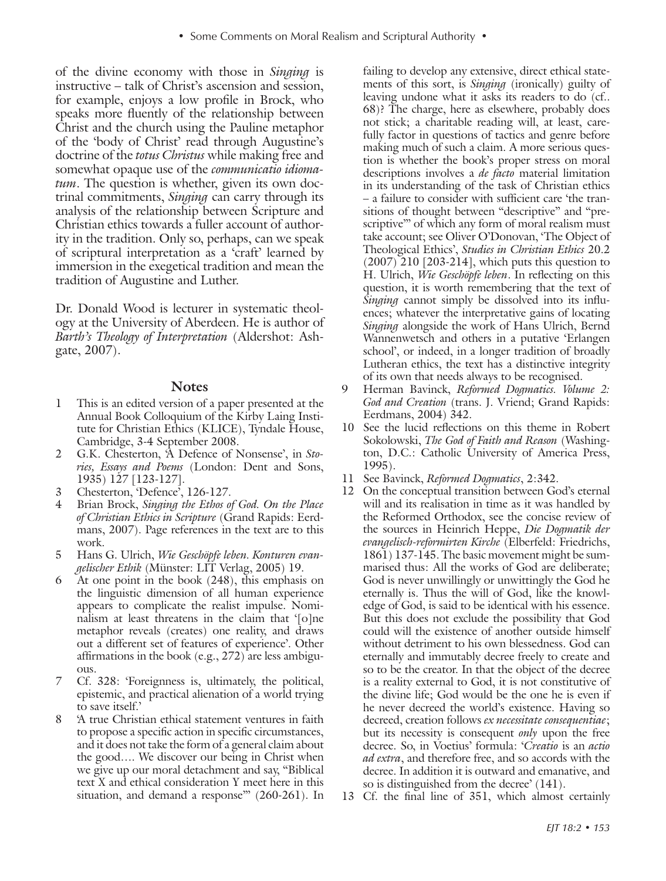of the divine economy with those in *Singing* is instructive – talk of Christ's ascension and session, for example, enjoys a low profile in Brock, who speaks more fluently of the relationship between Christ and the church using the Pauline metaphor of the 'body of Christ' read through Augustine's doctrine of the *totus Christus* while making free and somewhat opaque use of the *communicatio idiomatum*. The question is whether, given its own doctrinal commitments, *Singing* can carry through its analysis of the relationship between Scripture and Christian ethics towards a fuller account of authority in the tradition. Only so, perhaps, can we speak of scriptural interpretation as a 'craft' learned by immersion in the exegetical tradition and mean the tradition of Augustine and Luther.

Dr. Donald Wood is lecturer in systematic theology at the University of Aberdeen. He is author of *Barth's Theology of Interpretation* (Aldershot: Ashgate, 2007).

## Notes

1. This is an edited version of a paper presented at the Annual Book Colloquium of the Kirby Laing Institute for Christian Ethics (KLICE), Tyndale House, Cambridge, 3-4 September 2008.
2. G.K. Chesterton, 'A Defence of Nonsense', in *Stories, Essays and Poems* (London: Dent and Sons, 1935) 127 [123-127].
3. Chesterton, 'Defence', 126-127.
4. Brian Brock, *Singing the Ethos of God. On the Place of Christian Ethics in Scripture* (Grand Rapids: Eerdmans, 2007). Page references in the text are to this work.
5. Hans G. Ulrich, *Wie Geschöpfe leben. Konturen evangelischer Ethik* (Münster: LIT Verlag, 2005) 19.
6. At one point in the book (248), this emphasis on the linguistic dimension of all human experience appears to complicate the realist impulse. Nominalism at least threatens in the claim that '[o]ne metaphor reveals (creates) one reality, and draws out a different set of features of experience'. Other affirmations in the book (e.g., 272) are less ambiguous.
7. Cf. 328: 'Foreignness is, ultimately, the political, epistemic, and practical alienation of a world trying to save itself.'
8. 'A true Christian ethical statement ventures in faith to propose a specific action in specific circumstances, and it does not take the form of a general claim about the good…. We discover our being in Christ when we give up our moral detachment and say, "Biblical text X and ethical consideration Y meet here in this situation, and demand a response"' (260-261). In failing to develop any extensive, direct ethical statements of this sort, is *Singing* (ironically) guilty of leaving undone what it asks its readers to do (cf.. 68)? The charge, here as elsewhere, probably does not stick; a charitable reading will, at least, carefully factor in questions of tactics and genre before making much of such a claim. A more serious question is whether the book's proper stress on moral descriptions involves a *de facto* material limitation in its understanding of the task of Christian ethics – a failure to consider with sufficient care 'the transitions of thought between "descriptive" and "prescriptive"' of which any form of moral realism must take account; see Oliver O'Donovan, 'The Object of Theological Ethics', *Studies in Christian Ethics* 20.2 (2007) 210 [203-214], which puts this question to H. Ulrich, *Wie Geschöpfe leben*. In reflecting on this question, it is worth remembering that the text of *Singing* cannot simply be dissolved into its influences; whatever the interpretative gains of locating *Singing* alongside the work of Hans Ulrich, Bernd Wannenwetsch and others in a putative 'Erlangen school', or indeed, in a longer tradition of broadly Lutheran ethics, the text has a distinctive integrity of its own that needs always to be recognised.
9. Herman Bavinck, *Reformed Dogmatics. Volume 2: God and Creation* (trans. J. Vriend; Grand Rapids: Eerdmans, 2004) 342.
10. See the lucid reflections on this theme in Robert Sokolowski, *The God of Faith and Reason* (Washington, D.C.: Catholic University of America Press, 1995).
11. See Bavinck, *Reformed Dogmatics*, 2:342.
12. On the conceptual transition between God's eternal will and its realisation in time as it was handled by the Reformed Orthodox, see the concise review of the sources in Heinrich Heppe, *Die Dogmatik der evangelisch-reformirten Kirche* (Elberfeld: Friedrichs, 1861) 137-145. The basic movement might be summarised thus: All the works of God are deliberate; God is never unwillingly or unwittingly the God he eternally is. Thus the will of God, like the knowledge of God, is said to be identical with his essence. But this does not exclude the possibility that God could will the existence of another outside himself without detriment to his own blessedness. God can eternally and immutably decree freely to create and so to be the creator. In that the object of the decree is a reality external to God, it is not constitutive of the divine life; God would be the one he is even if he never decreed the world's existence. Having so decreed, creation follows *ex necessitate consequentiae*; but its necessity is consequent *only* upon the free decree. So, in Voetius' formula: '*Creatio* is an *actio ad extra*, and therefore free, and so accords with the decree. In addition it is outward and emanative, and so is distinguished from the decree' (141).
13. Cf. the final line of 351, which almost certainly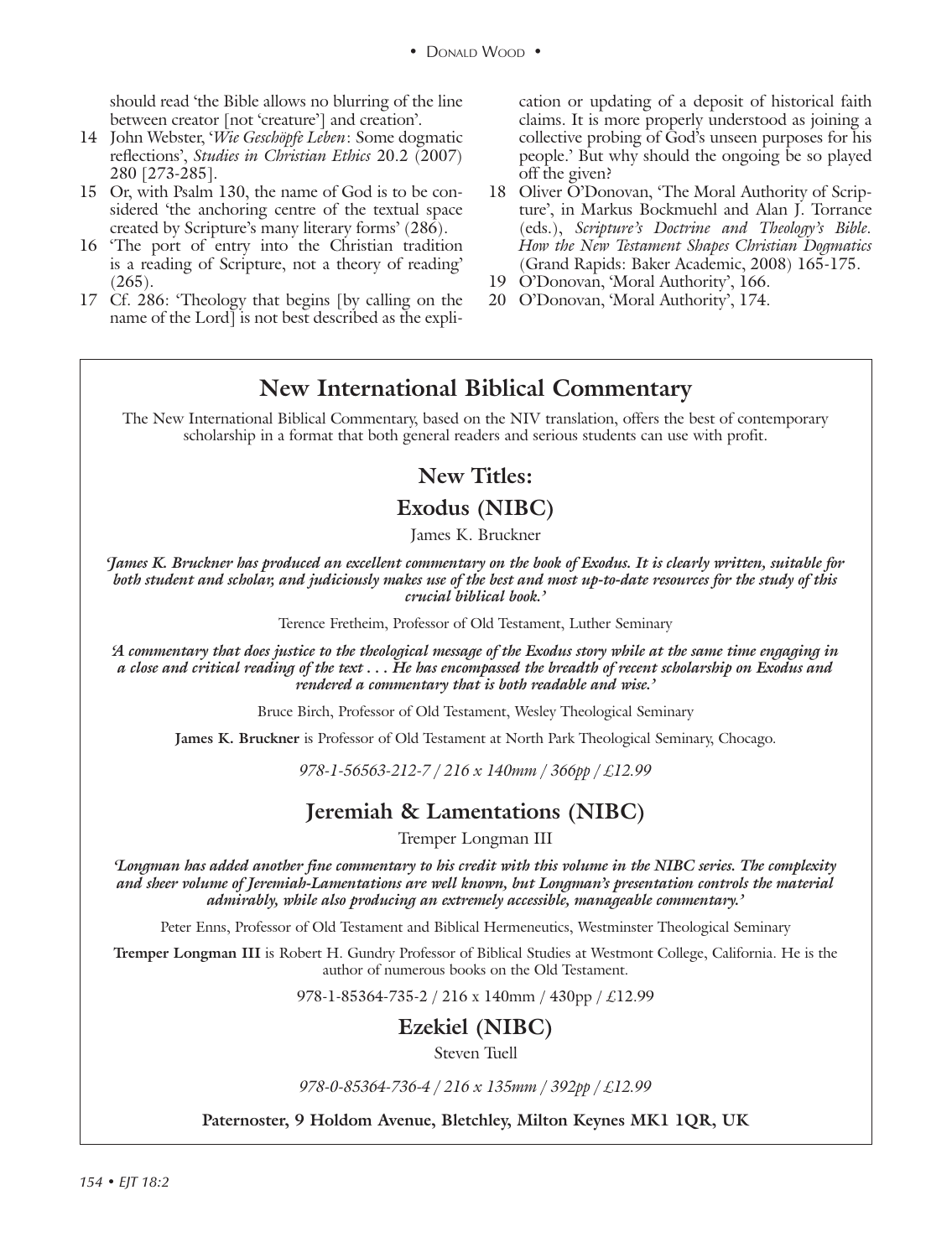should read 'the Bible allows no blurring of the line between creator [not 'creature'] and creation'.

14 John Webster, '*Wie Geschöpfe Leben*: Some dogmatic reflections', *Studies in Christian Ethics* 20.2 (2007) 280 [273-285].

15 Or, with Psalm 130, the name of God is to be considered 'the anchoring centre of the textual space created by Scripture's many literary forms' (286).

16 'The port of entry into the Christian tradition is a reading of Scripture, not a theory of reading' (265).

17 Cf. 286: 'Theology that begins [by calling on the name of the Lord] is not best described as the explication or updating of a deposit of historical faith claims. It is more properly understood as joining a collective probing of God's unseen purposes for his people.' But why should the ongoing be so played off the given?

18 Oliver O'Donovan, 'The Moral Authority of Scripture', in Markus Bockmuehl and Alan J. Torrance (eds.), *Scripture's Doctrine and Theology's Bible. How the New Testament Shapes Christian Dogmatics* (Grand Rapids: Baker Academic, 2008) 165-175.

19 O'Donovan, 'Moral Authority', 166.

20 O'Donovan, 'Moral Authority', 174.

# New International Biblical Commentary

The New International Biblical Commentary, based on the NIV translation, offers the best of contemporary scholarship in a format that both general readers and serious students can use with profit.

## New Titles:

## Exodus (NIBC)

James K. Bruckner

***'James K. Bruckner has produced an excellent commentary on the book of Exodus. It is clearly written, suitable for both student and scholar, and judiciously makes use of the best and most up-to-date resources for the study of this crucial biblical book.'***

Terence Fretheim, Professor of Old Testament, Luther Seminary

***'A commentary that does justice to the theological message of the Exodus story while at the same time engaging in a close and critical reading of the text . . . He has encompassed the breadth of recent scholarship on Exodus and rendered a commentary that is both readable and wise.'***

Bruce Birch, Professor of Old Testament, Wesley Theological Seminary

**James K. Bruckner** is Professor of Old Testament at North Park Theological Seminary, Chocago.

*978-1-56563-212-7 / 216 x 140mm / 366pp / £12.99*

## Jeremiah & Lamentations (NIBC)

Tremper Longman III

***'Longman has added another fine commentary to his credit with this volume in the NIBC series. The complexity and sheer volume of Jeremiah-Lamentations are well known, but Longman's presentation controls the material admirably, while also producing an extremely accessible, manageable commentary.'***

Peter Enns, Professor of Old Testament and Biblical Hermeneutics, Westminster Theological Seminary

**Tremper Longman III** is Robert H. Gundry Professor of Biblical Studies at Westmont College, California. He is the author of numerous books on the Old Testament.

978-1-85364-735-2 / 216 x 140mm / 430pp / £12.99

## Ezekiel (NIBC)

Steven Tuell

*978-0-85364-736-4 / 216 x 135mm / 392pp / £12.99*

**Paternoster, 9 Holdom Avenue, Bletchley, Milton Keynes MK1 1QR, UK**